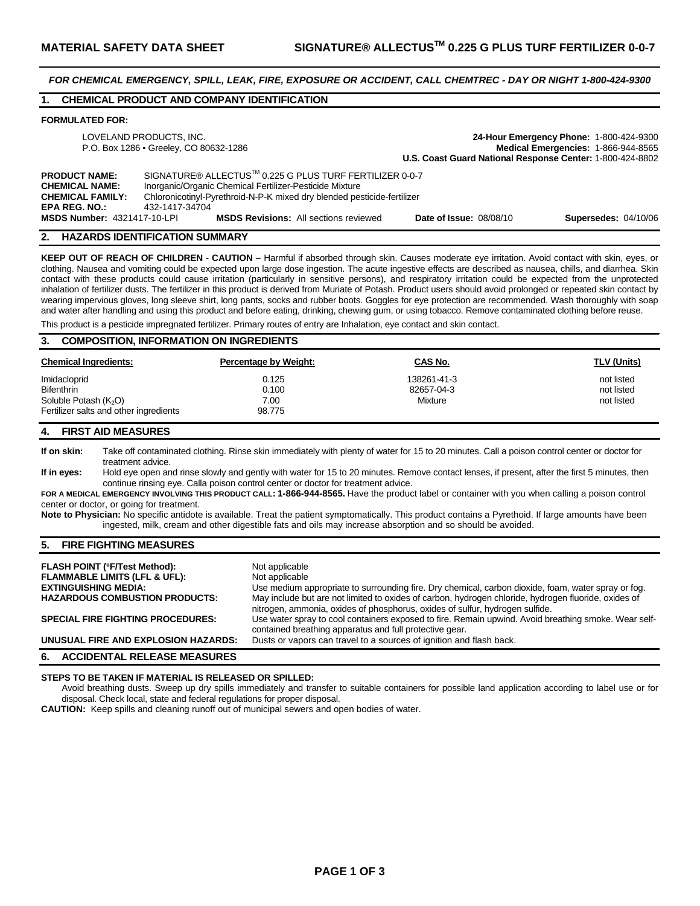# MATERIAL SAFETY DATA SHEET — SIGNATURE® ALLECTUS™ 0.225 G PLUS TURF FERTILIZER 0-0-7

***FOR CHEMICAL EMERGENCY, SPILL, LEAK, FIRE, EXPOSURE OR ACCIDENT, CALL CHEMTREC - DAY OR NIGHT 1-800-424-9300***

## 1. CHEMICAL PRODUCT AND COMPANY IDENTIFICATION

**FORMULATED FOR:**

LOVELAND PRODUCTS, INC.
P.O. Box 1286 • Greeley, CO 80632-1286

**24-Hour Emergency Phone:** 1-800-424-9300
**Medical Emergencies:** 1-866-944-8565
**U.S. Coast Guard National Response Center:** 1-800-424-8802

**PRODUCT NAME:** SIGNATURE® ALLECTUS™ 0.225 G PLUS TURF FERTILIZER 0-0-7
**CHEMICAL NAME:** Inorganic/Organic Chemical Fertilizer-Pesticide Mixture
**CHEMICAL FAMILY:** Chloronicotinyl-Pyrethroid-N-P-K mixed dry blended pesticide-fertilizer
**EPA REG. NO.:** 432-1417-34704
**MSDS Number:** 4321417-10-LPI **MSDS Revisions:** All sections reviewed **Date of Issue:** 08/08/10 **Supersedes:** 04/10/06

## 2. HAZARDS IDENTIFICATION SUMMARY

**KEEP OUT OF REACH OF CHILDREN - CAUTION –** Harmful if absorbed through skin. Causes moderate eye irritation. Avoid contact with skin, eyes, or clothing. Nausea and vomiting could be expected upon large dose ingestion. The acute ingestive effects are described as nausea, chills, and diarrhea. Skin contact with these products could cause irritation (particularly in sensitive persons), and respiratory irritation could be expected from the unprotected inhalation of fertilizer dusts. The fertilizer in this product is derived from Muriate of Potash. Product users should avoid prolonged or repeated skin contact by wearing impervious gloves, long sleeve shirt, long pants, socks and rubber boots. Goggles for eye protection are recommended. Wash thoroughly with soap and water after handling and using this product and before eating, drinking, chewing gum, or using tobacco. Remove contaminated clothing before reuse.

This product is a pesticide impregnated fertilizer. Primary routes of entry are Inhalation, eye contact and skin contact.

## 3. COMPOSITION, INFORMATION ON INGREDIENTS

| Chemical Ingredients: | Percentage by Weight: | CAS No. | TLV (Units) |
|---|---|---|---|
| Imidacloprid | 0.125 | 138261-41-3 | not listed |
| Bifenthrin | 0.100 | 82657-04-3 | not listed |
| Soluble Potash ($K_2O$) | 7.00 | Mixture | not listed |
| Fertilizer salts and other ingredients | 98.775 | | |

## 4. FIRST AID MEASURES

**If on skin:** Take off contaminated clothing. Rinse skin immediately with plenty of water for 15 to 20 minutes. Call a poison control center or doctor for treatment advice.

**If in eyes:** Hold eye open and rinse slowly and gently with water for 15 to 20 minutes. Remove contact lenses, if present, after the first 5 minutes, then continue rinsing eye. Calla poison control center or doctor for treatment advice.

**FOR A MEDICAL EMERGENCY INVOLVING THIS PRODUCT CALL: 1-866-944-8565.** Have the product label or container with you when calling a poison control center or doctor, or going for treatment.

**Note to Physician:** No specific antidote is available. Treat the patient symptomatically. This product contains a Pyrethoid. If large amounts have been ingested, milk, cream and other digestible fats and oils may increase absorption and so should be avoided.

## 5. FIRE FIGHTING MEASURES

**FLASH POINT (°F/Test Method):** Not applicable
**FLAMMABLE LIMITS (LFL & UFL):** Not applicable
**EXTINGUISHING MEDIA:** Use medium appropriate to surrounding fire. Dry chemical, carbon dioxide, foam, water spray or fog.
**HAZARDOUS COMBUSTION PRODUCTS:** May include but are not limited to oxides of carbon, hydrogen chloride, hydrogen fluoride, oxides of nitrogen, ammonia, oxides of phosphorus, oxides of sulfur, hydrogen sulfide.
**SPECIAL FIRE FIGHTING PROCEDURES:** Use water spray to cool containers exposed to fire. Remain upwind. Avoid breathing smoke. Wear self-contained breathing apparatus and full protective gear.
**UNUSUAL FIRE AND EXPLOSION HAZARDS:** Dusts or vapors can travel to a sources of ignition and flash back.

## 6. ACCIDENTAL RELEASE MEASURES

**STEPS TO BE TAKEN IF MATERIAL IS RELEASED OR SPILLED:**
Avoid breathing dusts. Sweep up dry spills immediately and transfer to suitable containers for possible land application according to label use or for disposal. Check local, state and federal regulations for proper disposal.

**CAUTION:** Keep spills and cleaning runoff out of municipal sewers and open bodies of water.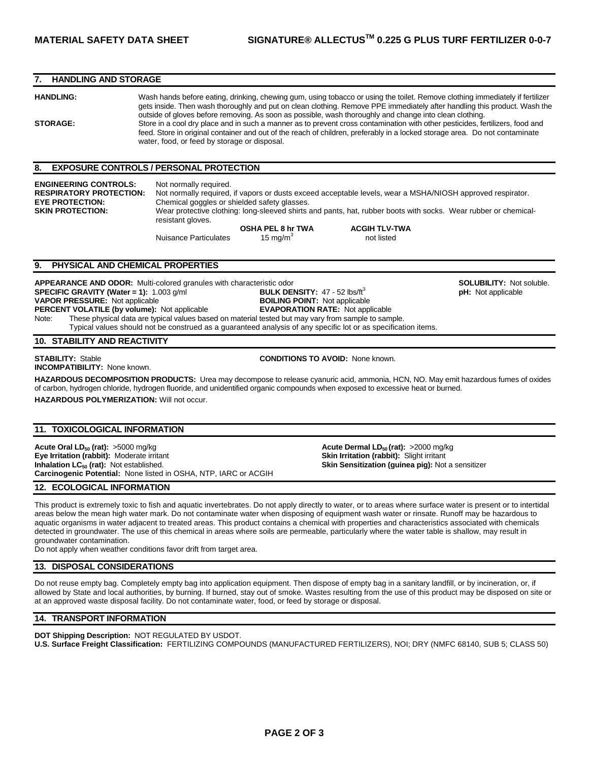## 7. HANDLING AND STORAGE

**HANDLING:** Wash hands before eating, drinking, chewing gum, using tobacco or using the toilet. Remove clothing immediately if fertilizer gets inside. Then wash thoroughly and put on clean clothing. Remove PPE immediately after handling this product. Wash the outside of gloves before removing. As soon as possible, wash thoroughly and change into clean clothing.

**STORAGE:** Store in a cool dry place and in such a manner as to prevent cross contamination with other pesticides, fertilizers, food and feed. Store in original container and out of the reach of children, preferably in a locked storage area. Do not contaminate water, food, or feed by storage or disposal.

## 8. EXPOSURE CONTROLS / PERSONAL PROTECTION

**ENGINEERING CONTROLS:** Not normally required.

**RESPIRATORY PROTECTION:** Not normally required, if vapors or dusts exceed acceptable levels, wear a MSHA/NIOSH approved respirator.

**EYE PROTECTION:** Chemical goggles or shielded safety glasses.

**SKIN PROTECTION:** Wear protective clothing: long-sleeved shirts and pants, hat, rubber boots with socks. Wear rubber or chemical-resistant gloves.

| | OSHA PEL 8 hr TWA | ACGIH TLV-TWA |
|---|---|---|
| Nuisance Particulates | 15 $mg/m^3$ | not listed |

## 9. PHYSICAL AND CHEMICAL PROPERTIES

**APPEARANCE AND ODOR:** Multi-colored granules with characteristic odor

**SOLUBILITY:** Not soluble.

**SPECIFIC GRAVITY (Water = 1):** 1.003 g/ml

**BULK DENSITY:** 47 - 52 $lbs/ft^3$

**pH:** Not applicable

**VAPOR PRESSURE:** Not applicable

**BOILING POINT:** Not applicable

**PERCENT VOLATILE (by volume):** Not applicable

**EVAPORATION RATE:** Not applicable

Note: These physical data are typical values based on material tested but may vary from sample to sample. Typical values should not be construed as a guaranteed analysis of any specific lot or as specification items.

## 10. STABILITY AND REACTIVITY

**STABILITY:** Stable

**CONDITIONS TO AVOID:** None known.

**INCOMPATIBILITY:** None known.

**HAZARDOUS DECOMPOSITION PRODUCTS:** Urea may decompose to release cyanuric acid, ammonia, HCN, NO. May emit hazardous fumes of oxides of carbon, hydrogen chloride, hydrogen fluoride, and unidentified organic compounds when exposed to excessive heat or burned.

**HAZARDOUS POLYMERIZATION:** Will not occur.

## 11. TOXICOLOGICAL INFORMATION

**Acute Oral $LD_{50}$ (rat):** >5000 mg/kg

**Acute Dermal $LD_{50}$ (rat):** >2000 mg/kg

**Eye Irritation (rabbit):** Moderate irritant

**Skin Irritation (rabbit):** Slight irritant

**Inhalation $LC_{50}$ (rat):** Not established.

**Skin Sensitization (guinea pig):** Not a sensitizer

**Carcinogenic Potential:** None listed in OSHA, NTP, IARC or ACGIH

## 12. ECOLOGICAL INFORMATION

This product is extremely toxic to fish and aquatic invertebrates. Do not apply directly to water, or to areas where surface water is present or to intertidal areas below the mean high water mark. Do not contaminate water when disposing of equipment wash water or rinsate. Runoff may be hazardous to aquatic organisms in water adjacent to treated areas. This product contains a chemical with properties and characteristics associated with chemicals detected in groundwater. The use of this chemical in areas where soils are permeable, particularly where the water table is shallow, may result in groundwater contamination.

Do not apply when weather conditions favor drift from target area.

## 13. DISPOSAL CONSIDERATIONS

Do not reuse empty bag. Completely empty bag into application equipment. Then dispose of empty bag in a sanitary landfill, or by incineration, or, if allowed by State and local authorities, by burning. If burned, stay out of smoke. Wastes resulting from the use of this product may be disposed on site or at an approved waste disposal facility. Do not contaminate water, food, or feed by storage or disposal.

## 14. TRANSPORT INFORMATION

**DOT Shipping Description:** NOT REGULATED BY USDOT.

**U.S. Surface Freight Classification:** FERTILIZING COMPOUNDS (MANUFACTURED FERTILIZERS), NOI; DRY (NMFC 68140, SUB 5; CLASS 50)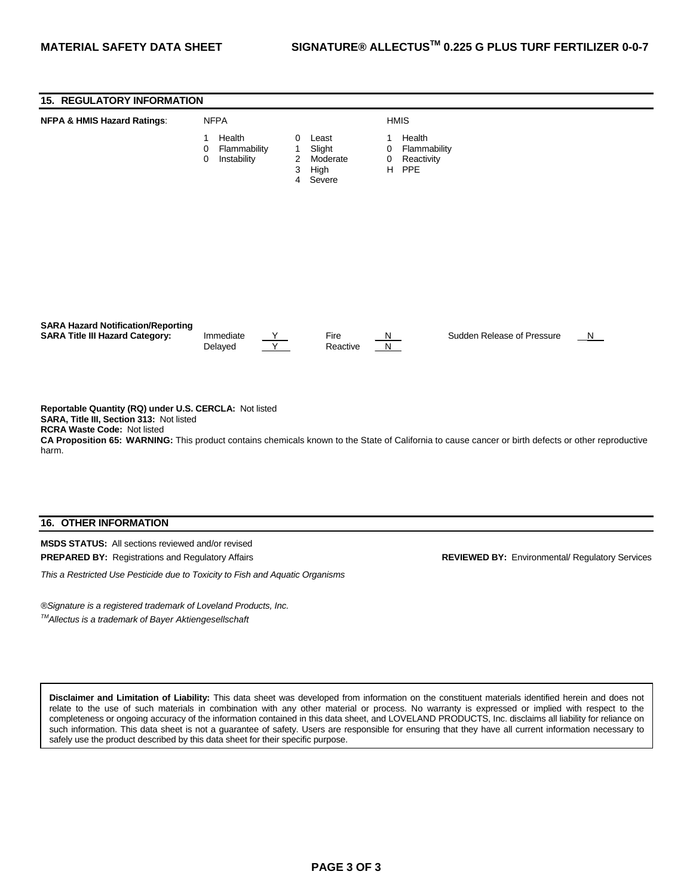## 15. REGULATORY INFORMATION

**NFPA & HMIS Hazard Ratings**:

| NFPA | | | HMIS |
|---|---|---|---|
| 1 Health | | 0 Least | 1 Health |
| 0 Flammability | | 1 Slight | 0 Flammability |
| 0 Instability | | 2 Moderate | 0 Reactivity |
| | | 3 High | H PPE |
| | | 4 Severe | |

**SARA Hazard Notification/Reporting**
**SARA Title III Hazard Category:**

| | | | | | |
|---|---|---|---|---|---|
| Immediate | Y | Fire | N | Sudden Release of Pressure | N |
| Delayed | Y | Reactive | N | | |

**Reportable Quantity (RQ) under U.S. CERCLA:** Not listed
**SARA, Title III, Section 313:** Not listed
**RCRA Waste Code:** Not listed
**CA Proposition 65: WARNING:** This product contains chemicals known to the State of California to cause cancer or birth defects or other reproductive harm.

## 16. OTHER INFORMATION

**MSDS STATUS:** All sections reviewed and/or revised
**PREPARED BY:** Registrations and Regulatory Affairs
**REVIEWED BY:** Environmental/ Regulatory Services

*This a Restricted Use Pesticide due to Toxicity to Fish and Aquatic Organisms*

*®Signature is a registered trademark of Loveland Products, Inc.*
*TM Allectus is a trademark of Bayer Aktiengesellschaft*

**Disclaimer and Limitation of Liability:** This data sheet was developed from information on the constituent materials identified herein and does not relate to the use of such materials in combination with any other material or process. No warranty is expressed or implied with respect to the completeness or ongoing accuracy of the information contained in this data sheet, and LOVELAND PRODUCTS, Inc. disclaims all liability for reliance on such information. This data sheet is not a guarantee of safety. Users are responsible for ensuring that they have all current information necessary to safely use the product described by this data sheet for their specific purpose.